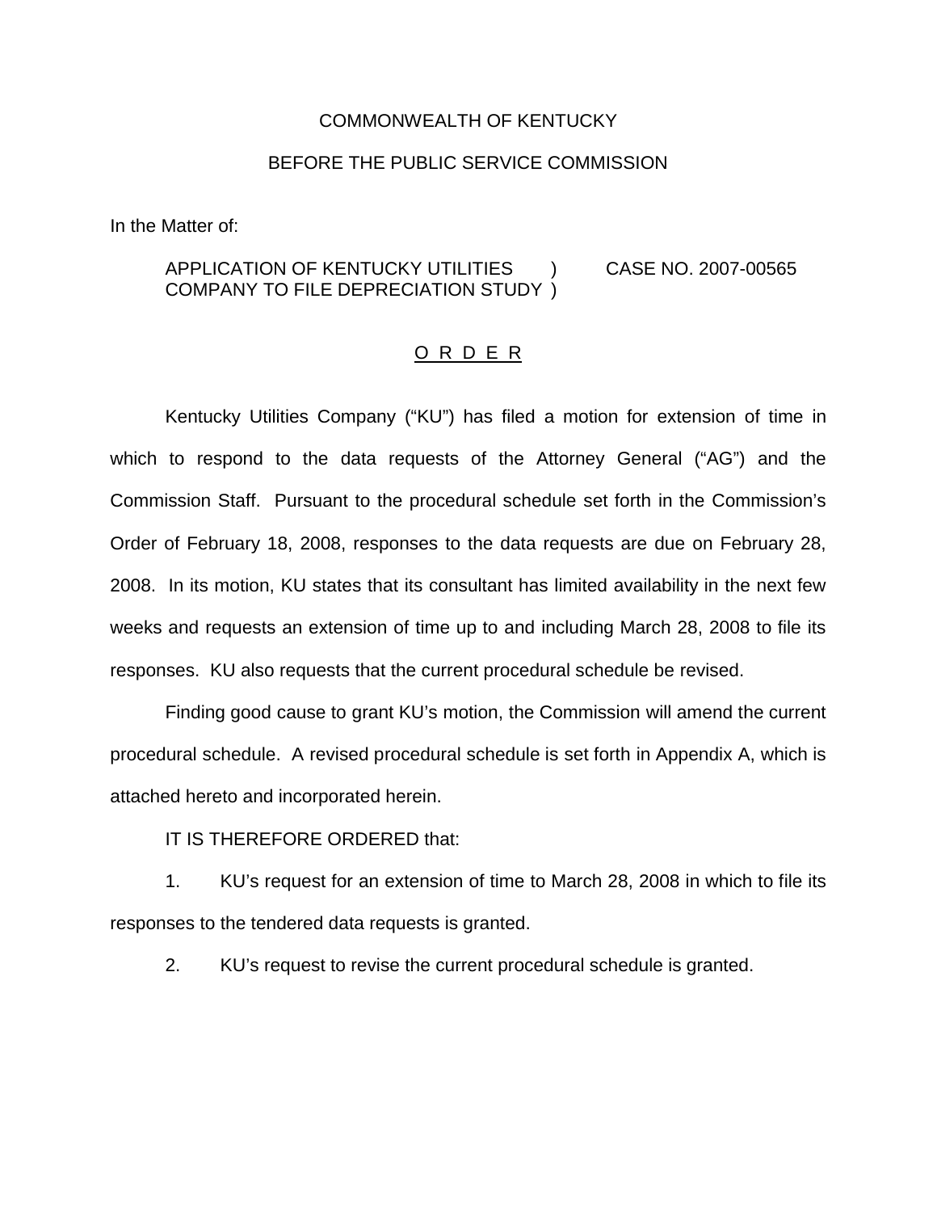COMMONWEALTH OF KENTUCKY

BEFORE THE PUBLIC SERVICE COMMISSION

In the Matter of:

APPLICATION OF KENTUCKY UTILITIES COMPANY TO FILE DEPRECIATION STUDY ) CASE NO. 2007-00565

O R D E R

Kentucky Utilities Company ("KU") has filed a motion for extension of time in which to respond to the data requests of the Attorney General ("AG") and the Commission Staff. Pursuant to the procedural schedule set forth in the Commission's Order of February 18, 2008, responses to the data requests are due on February 28, 2008. In its motion, KU states that its consultant has limited availability in the next few weeks and requests an extension of time up to and including March 28, 2008 to file its responses. KU also requests that the current procedural schedule be revised.

Finding good cause to grant KU's motion, the Commission will amend the current procedural schedule. A revised procedural schedule is set forth in Appendix A, which is attached hereto and incorporated herein.

IT IS THEREFORE ORDERED that:

1. KU's request for an extension of time to March 28, 2008 in which to file its responses to the tendered data requests is granted.

2. KU's request to revise the current procedural schedule is granted.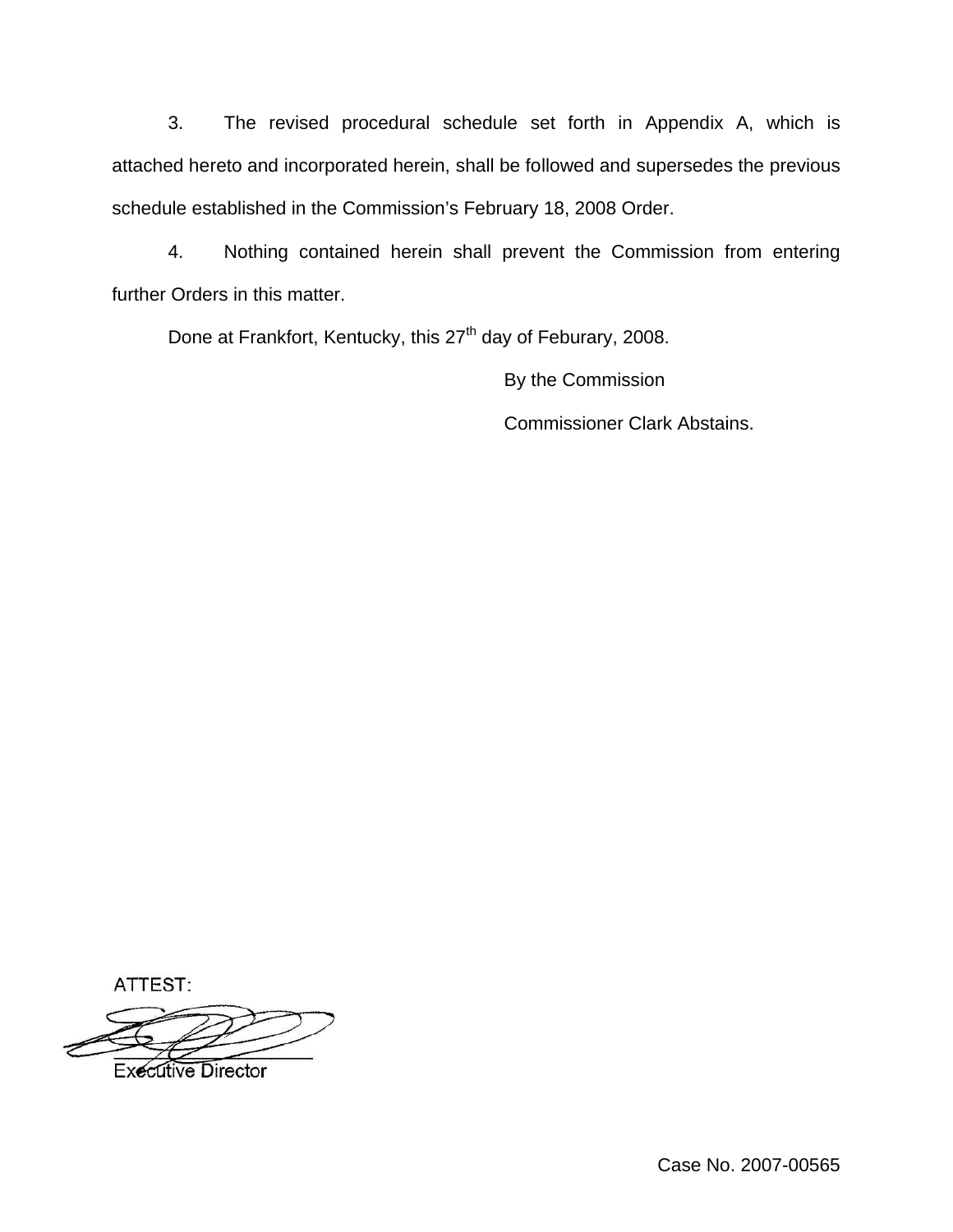3. The revised procedural schedule set forth in Appendix A, which is attached hereto and incorporated herein, shall be followed and supersedes the previous schedule established in the Commission's February 18, 2008 Order.

4. Nothing contained herein shall prevent the Commission from entering further Orders in this matter.

Done at Frankfort, Kentucky, this 27th day of Feburary, 2008.

By the Commission

Commissioner Clark Abstains.

ATTEST:

Executive Director

Case No. 2007-00565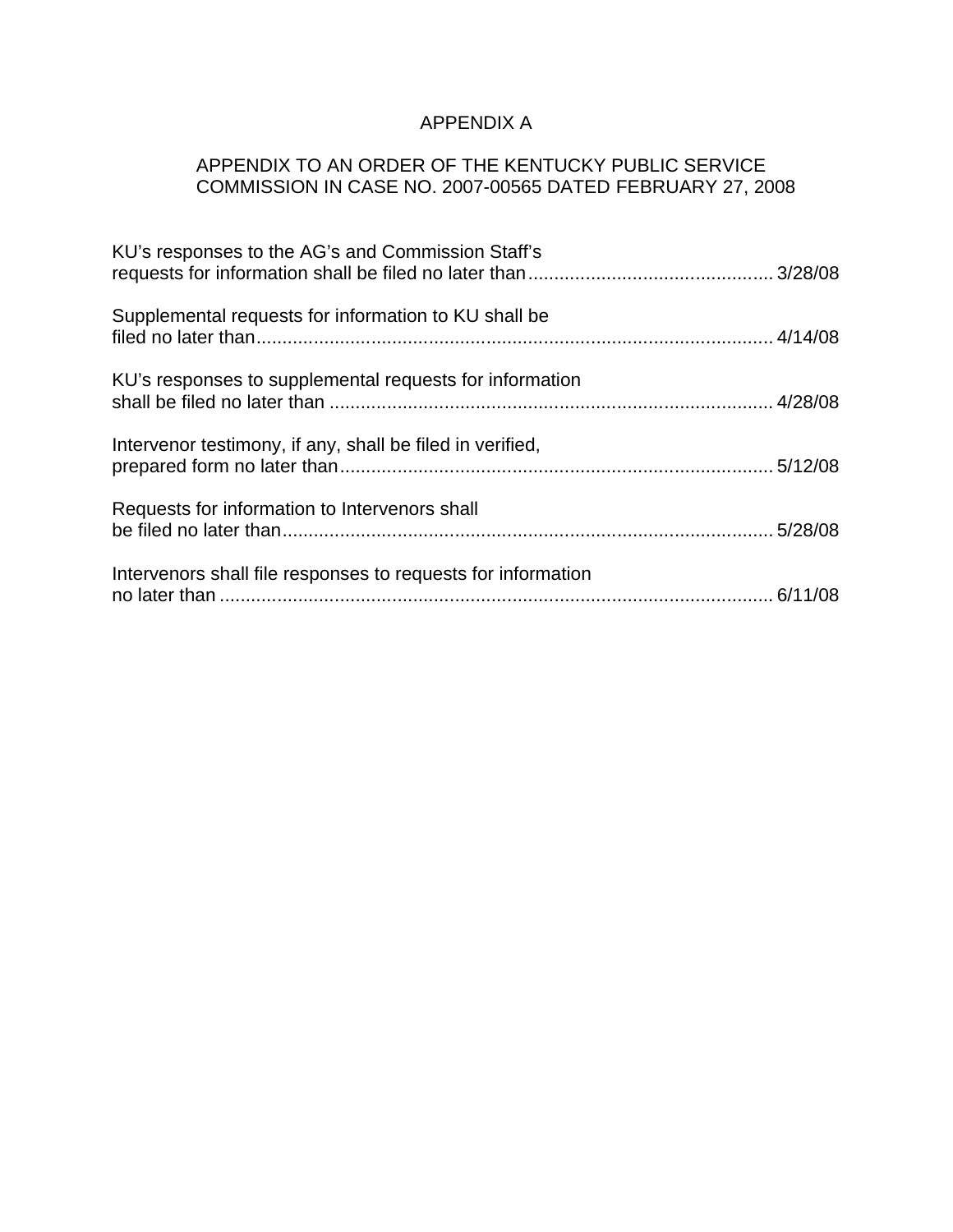# APPENDIX A

## APPENDIX TO AN ORDER OF THE KENTUCKY PUBLIC SERVICE COMMISSION IN CASE NO. 2007-00565 DATED FEBRUARY 27, 2008

KU's responses to the AG's and Commission Staff's requests for information shall be filed no later than............................................. 3/28/08

Supplemental requests for information to KU shall be filed no later than................................................................................................ 4/14/08

KU's responses to supplemental requests for information shall be filed no later than ...................................................................................... 4/28/08

Intervenor testimony, if any, shall be filed in verified, prepared form no later than.................................................................................. 5/12/08

Requests for information to Intervenors shall be filed no later than.......................................................................................... 5/28/08

Intervenors shall file responses to requests for information no later than ..................................................................................................... 6/11/08